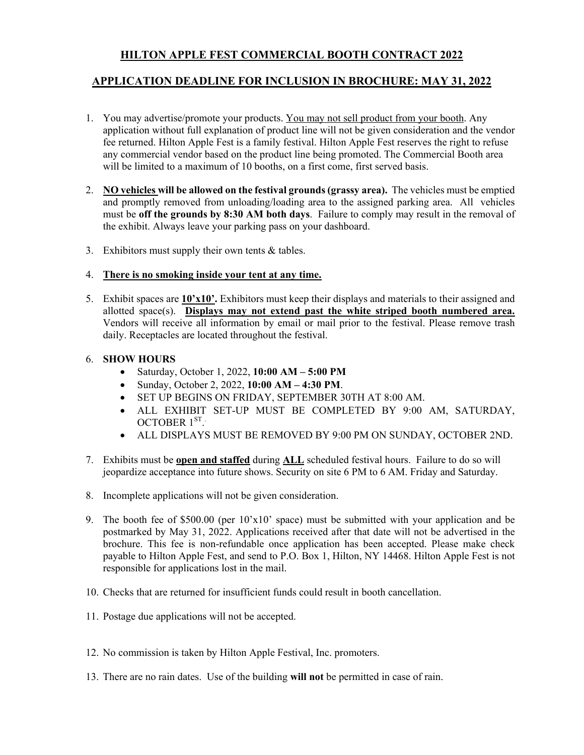# HILTON APPLE FEST COMMERCIAL BOOTH CONTRACT 2022

## APPLICATION DEADLINE FOR INCLUSION IN BROCHURE: MAY 31, 2022

1. You may advertise/promote your products. <u>You may not sell product from your booth</u>. Any application without full explanation of product line will not be given consideration and the vendor fee returned. Hilton Apple Fest is a family festival. Hilton Apple Fest reserves the right to refuse any commercial vendor based on the product line being promoted. The Commercial Booth area will be limited to a maximum of 10 booths, on a first come, first served basis.

2. **<u>NO vehicles</u> will be allowed on the festival grounds (grassy area).** The vehicles must be emptied and promptly removed from unloading/loading area to the assigned parking area. All vehicles must be **off the grounds by 8:30 AM both days**. Failure to comply may result in the removal of the exhibit. Always leave your parking pass on your dashboard.

3. Exhibitors must supply their own tents & tables.

4. **<u>There is no smoking inside your tent at any time.</u>**

5. Exhibit spaces are **<u>10'x10'</u>.** Exhibitors must keep their displays and materials to their assigned and allotted space(s). **<u>Displays may not extend past the white striped booth numbered area.</u>** Vendors will receive all information by email or mail prior to the festival. Please remove trash daily. Receptacles are located throughout the festival.

6. **SHOW HOURS**
   - Saturday, October 1, 2022, **10:00 AM – 5:00 PM**
   - Sunday, October 2, 2022, **10:00 AM – 4:30 PM**.
   - SET UP BEGINS ON FRIDAY, SEPTEMBER 30TH AT 8:00 AM.
   - ALL EXHIBIT SET-UP MUST BE COMPLETED BY 9:00 AM, SATURDAY, OCTOBER 1ST.
   - ALL DISPLAYS MUST BE REMOVED BY 9:00 PM ON SUNDAY, OCTOBER 2ND.

7. Exhibits must be **<u>open and staffed</u>** during **<u>ALL</u>** scheduled festival hours. Failure to do so will jeopardize acceptance into future shows. Security on site 6 PM to 6 AM. Friday and Saturday.

8. Incomplete applications will not be given consideration.

9. The booth fee of $500.00 (per 10'x10' space) must be submitted with your application and be postmarked by May 31, 2022. Applications received after that date will not be advertised in the brochure. This fee is non-refundable once application has been accepted. Please make check payable to Hilton Apple Fest, and send to P.O. Box 1, Hilton, NY 14468. Hilton Apple Fest is not responsible for applications lost in the mail.

10. Checks that are returned for insufficient funds could result in booth cancellation.

11. Postage due applications will not be accepted.

12. No commission is taken by Hilton Apple Festival, Inc. promoters.

13. There are no rain dates. Use of the building **will not** be permitted in case of rain.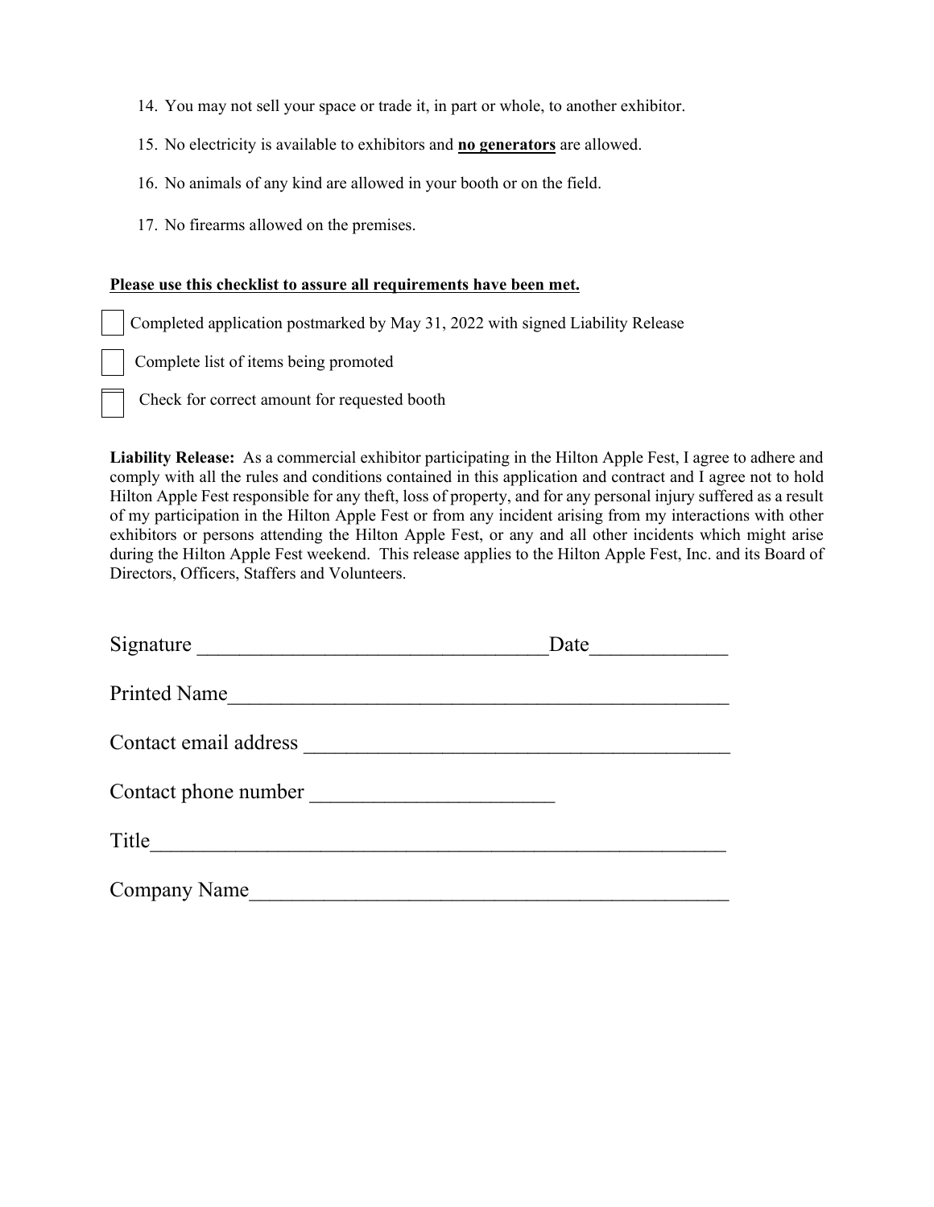14. You may not sell your space or trade it, in part or whole, to another exhibitor.

15. No electricity is available to exhibitors and **<u>no generators</u>** are allowed.

16. No animals of any kind are allowed in your booth or on the field.

17. No firearms allowed on the premises.

**<u>Please use this checklist to assure all requirements have been met.</u>**

☐ Completed application postmarked by May 31, 2022 with signed Liability Release

☐ Complete list of items being promoted

☐ Check for correct amount for requested booth

**Liability Release:** As a commercial exhibitor participating in the Hilton Apple Fest, I agree to adhere and comply with all the rules and conditions contained in this application and contract and I agree not to hold Hilton Apple Fest responsible for any theft, loss of property, and for any personal injury suffered as a result of my participation in the Hilton Apple Fest or from any incident arising from my interactions with other exhibitors or persons attending the Hilton Apple Fest, or any and all other incidents which might arise during the Hilton Apple Fest weekend. This release applies to the Hilton Apple Fest, Inc. and its Board of Directors, Officers, Staffers and Volunteers.

Signature ________________________________ Date____________

Printed Name______________________________________________

Contact email address _______________________________________

Contact phone number ______________________

Title____________________________________________________

Company Name____________________________________________